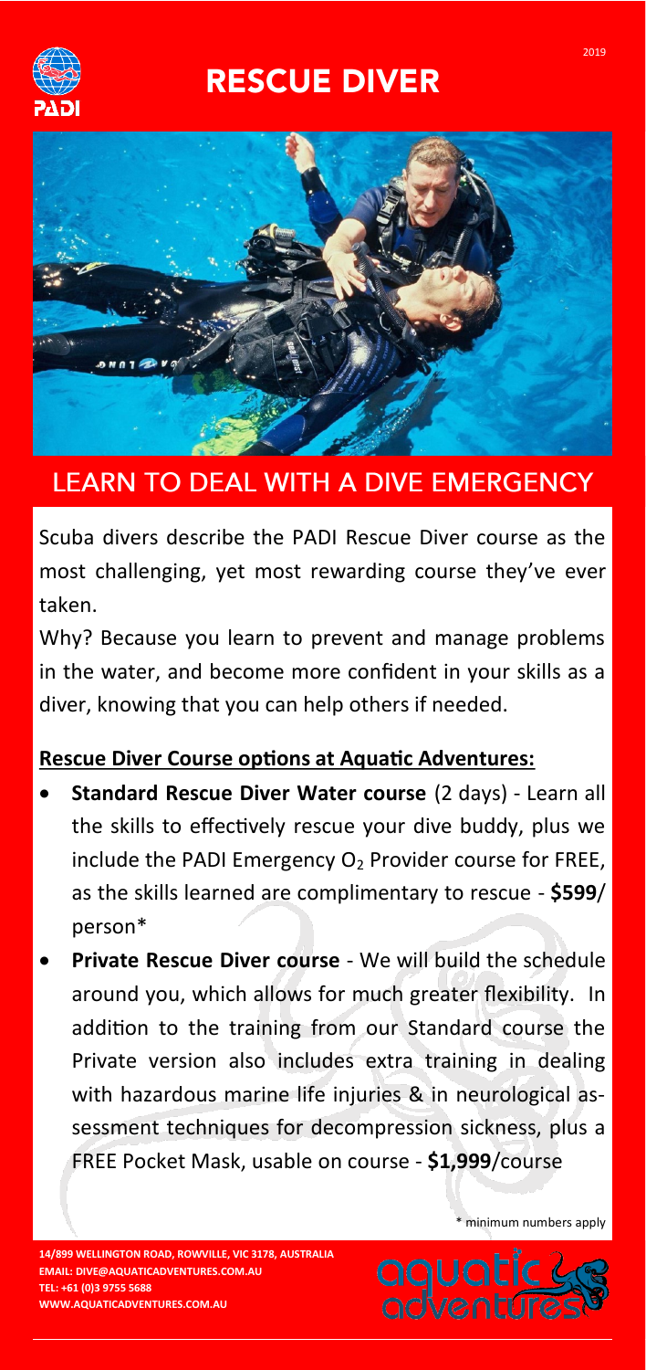# RESCUE DIVER

2019

## LEARN TO DEAL WITH A DIVE EMERGENCY

Scuba divers describe the PADI Rescue Diver course as the most challenging, yet most rewarding course they've ever taken.

Why? Because you learn to prevent and manage problems in the water, and become more confident in your skills as a diver, knowing that you can help others if needed.

**Rescue Diver Course options at Aquatic Adventures:**

- **Standard Rescue Diver Water course** (2 days) - Learn all the skills to effectively rescue your dive buddy, plus we include the PADI Emergency $O_2$ Provider course for FREE, as the skills learned are complimentary to rescue - **$599**/ person*
- **Private Rescue Diver course** - We will build the schedule around you, which allows for much greater flexibility. In addition to the training from our Standard course the Private version also includes extra training in dealing with hazardous marine life injuries & in neurological assessment techniques for decompression sickness, plus a FREE Pocket Mask, usable on course - **$1,999**/course

\* minimum numbers apply

14/899 WELLINGTON ROAD, ROWVILLE, VIC 3178, AUSTRALIA
EMAIL: DIVE@AQUATICADVENTURES.COM.AU
TEL: +61 (0)3 9755 5688
WWW.AQUATICADVENTURES.COM.AU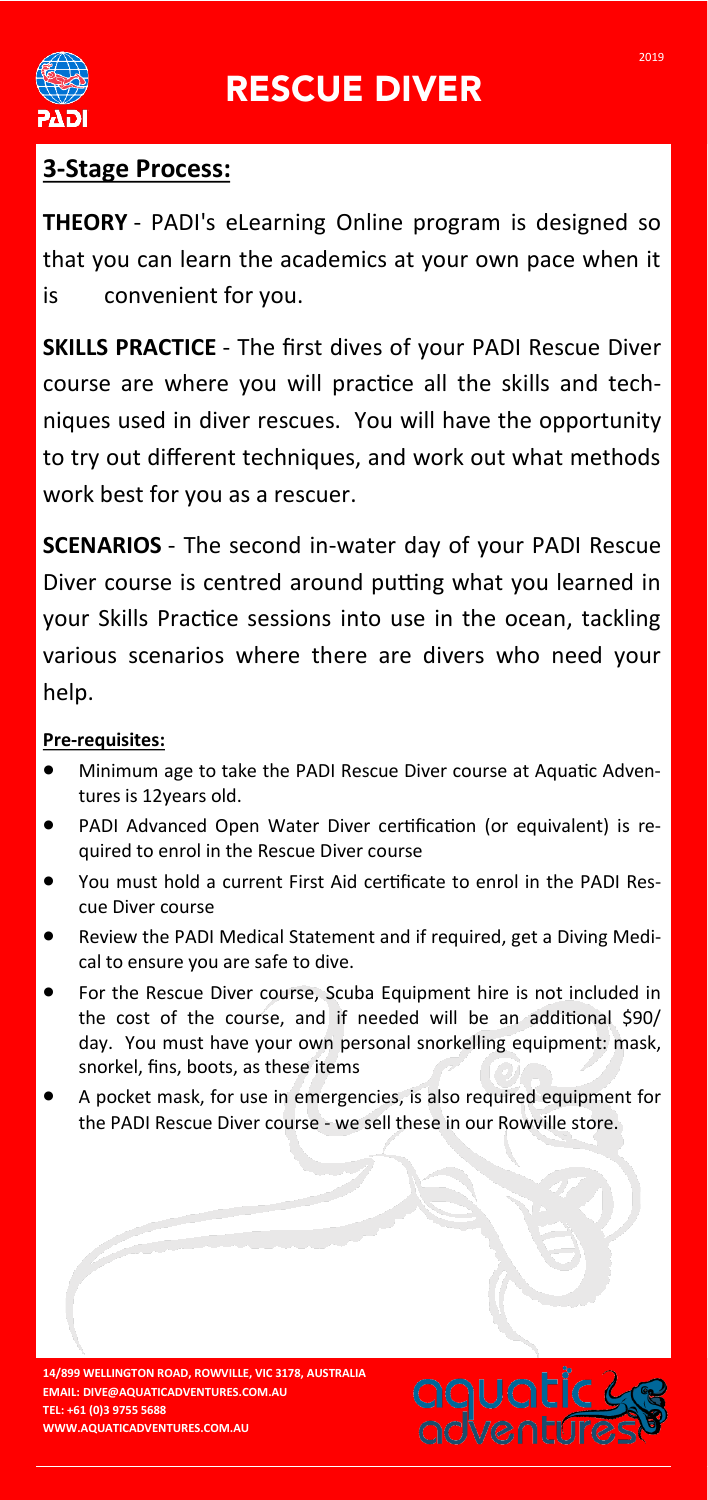# RESCUE DIVER

## 3-Stage Process:

**THEORY** - PADI's eLearning Online program is designed so that you can learn the academics at your own pace when it is convenient for you.

**SKILLS PRACTICE** - The first dives of your PADI Rescue Diver course are where you will practice all the skills and techniques used in diver rescues. You will have the opportunity to try out different techniques, and work out what methods work best for you as a rescuer.

**SCENARIOS** - The second in-water day of your PADI Rescue Diver course is centred around putting what you learned in your Skills Practice sessions into use in the ocean, tackling various scenarios where there are divers who need your help.

**Pre-requisites:**

- Minimum age to take the PADI Rescue Diver course at Aquatic Adventures is 12years old.
- PADI Advanced Open Water Diver certification (or equivalent) is required to enrol in the Rescue Diver course
- You must hold a current First Aid certificate to enrol in the PADI Rescue Diver course
- Review the PADI Medical Statement and if required, get a Diving Medical to ensure you are safe to dive.
- For the Rescue Diver course, Scuba Equipment hire is not included in the cost of the course, and if needed will be an additional $90/ day. You must have your own personal snorkelling equipment: mask, snorkel, fins, boots, as these items
- A pocket mask, for use in emergencies, is also required equipment for the PADI Rescue Diver course - we sell these in our Rowville store.

14/899 WELLINGTON ROAD, ROWVILLE, VIC 3178, AUSTRALIA
EMAIL: DIVE@AQUATICADVENTURES.COM.AU
TEL: +61 (0)3 9755 5688
WWW.AQUATICADVENTURES.COM.AU